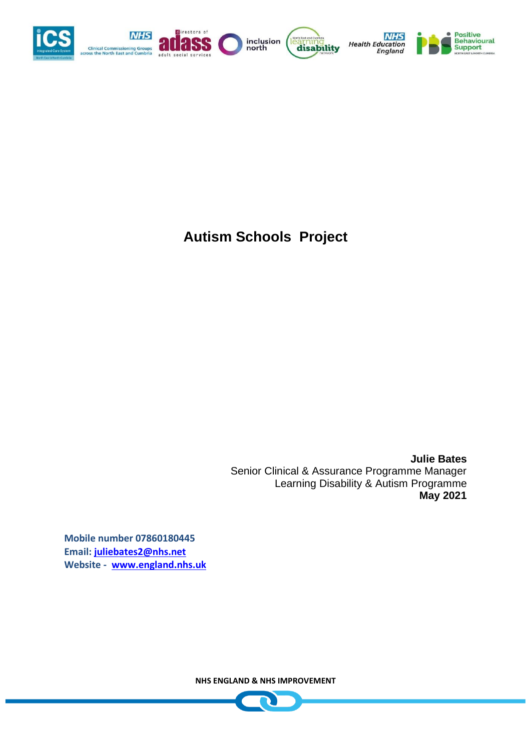# Autism Schools Project

**Julie Bates**
Senior Clinical & Assurance Programme Manager
Learning Disability & Autism Programme
**May 2021**

**Mobile number 07860180445**
**Email: juliebates2@nhs.net**
**Website - www.england.nhs.uk**

**NHS ENGLAND & NHS IMPROVEMENT**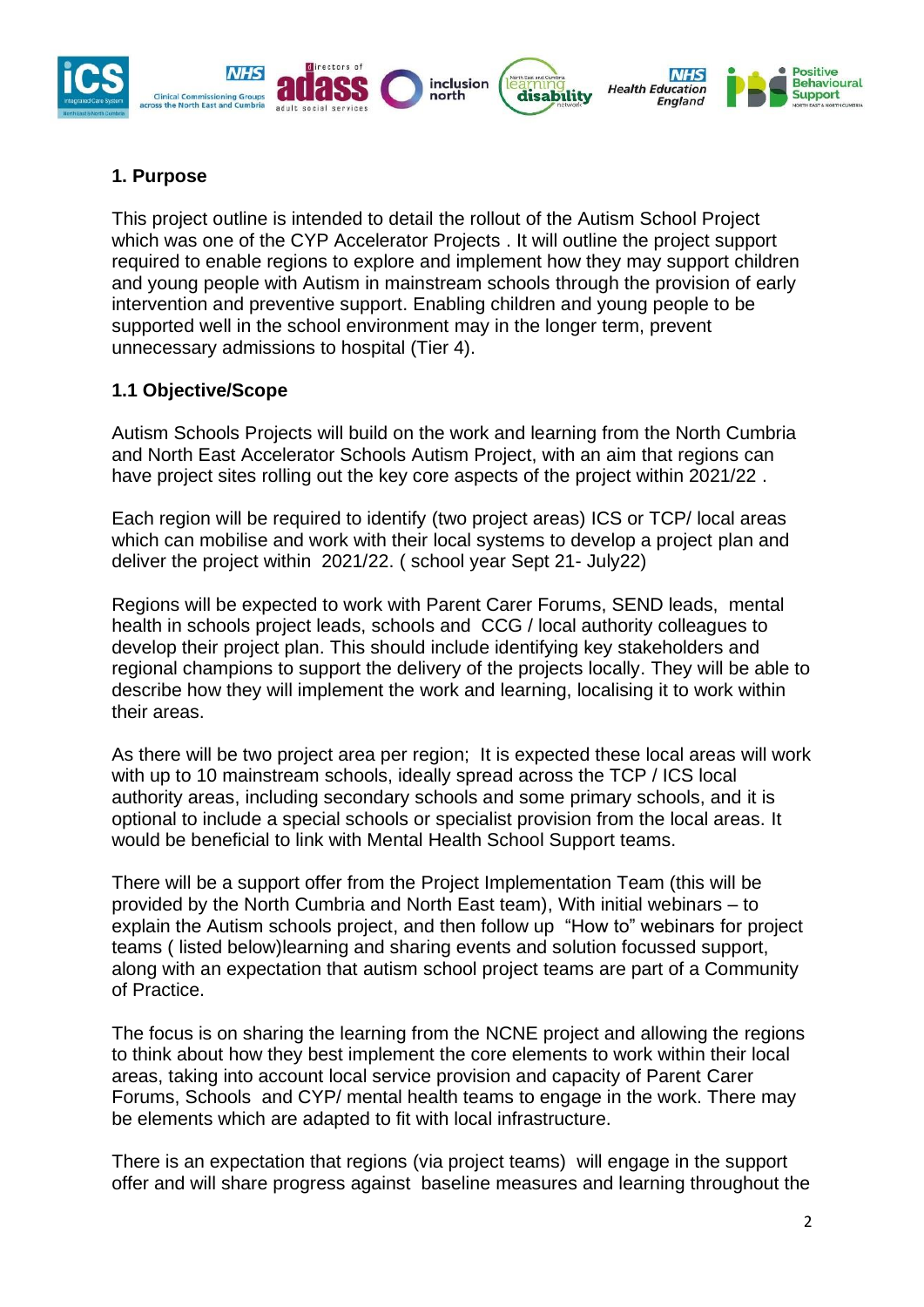## 1. Purpose

This project outline is intended to detail the rollout of the Autism School Project which was one of the CYP Accelerator Projects . It will outline the project support required to enable regions to explore and implement how they may support children and young people with Autism in mainstream schools through the provision of early intervention and preventive support. Enabling children and young people to be supported well in the school environment may in the longer term, prevent unnecessary admissions to hospital (Tier 4).

### 1.1 Objective/Scope

Autism Schools Projects will build on the work and learning from the North Cumbria and North East Accelerator Schools Autism Project, with an aim that regions can have project sites rolling out the key core aspects of the project within 2021/22 .

Each region will be required to identify (two project areas) ICS or TCP/ local areas which can mobilise and work with their local systems to develop a project plan and deliver the project within 2021/22. ( school year Sept 21- July22)

Regions will be expected to work with Parent Carer Forums, SEND leads, mental health in schools project leads, schools and CCG / local authority colleagues to develop their project plan. This should include identifying key stakeholders and regional champions to support the delivery of the projects locally. They will be able to describe how they will implement the work and learning, localising it to work within their areas.

As there will be two project area per region; It is expected these local areas will work with up to 10 mainstream schools, ideally spread across the TCP / ICS local authority areas, including secondary schools and some primary schools, and it is optional to include a special schools or specialist provision from the local areas. It would be beneficial to link with Mental Health School Support teams.

There will be a support offer from the Project Implementation Team (this will be provided by the North Cumbria and North East team), With initial webinars – to explain the Autism schools project, and then follow up "How to" webinars for project teams ( listed below)learning and sharing events and solution focussed support, along with an expectation that autism school project teams are part of a Community of Practice.

The focus is on sharing the learning from the NCNE project and allowing the regions to think about how they best implement the core elements to work within their local areas, taking into account local service provision and capacity of Parent Carer Forums, Schools and CYP/ mental health teams to engage in the work. There may be elements which are adapted to fit with local infrastructure.

There is an expectation that regions (via project teams) will engage in the support offer and will share progress against baseline measures and learning throughout the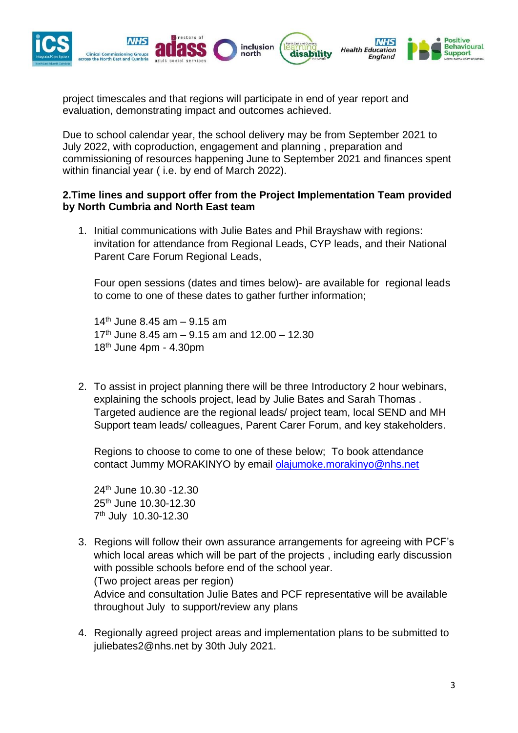project timescales and that regions will participate in end of year report and evaluation, demonstrating impact and outcomes achieved.

Due to school calendar year, the school delivery may be from September 2021 to July 2022, with coproduction, engagement and planning , preparation and commissioning of resources happening June to September 2021 and finances spent within financial year ( i.e. by end of March 2022).

**2.Time lines and support offer from the Project Implementation Team provided by North Cumbria and North East team**

1. Initial communications with Julie Bates and Phil Brayshaw with regions: invitation for attendance from Regional Leads, CYP leads, and their National Parent Care Forum Regional Leads,

   Four open sessions (dates and times below)- are available for regional leads to come to one of these dates to gather further information;

   14th June 8.45 am – 9.15 am
   17th June 8.45 am – 9.15 am and 12.00 – 12.30
   18th June 4pm - 4.30pm

2. To assist in project planning there will be three Introductory 2 hour webinars, explaining the schools project, lead by Julie Bates and Sarah Thomas . Targeted audience are the regional leads/ project team, local SEND and MH Support team leads/ colleagues, Parent Carer Forum, and key stakeholders.

   Regions to choose to come to one of these below; To book attendance contact Jummy MORAKINYO by email olajumoke.morakinyo@nhs.net

   24th June 10.30 -12.30
   25th June 10.30-12.30
   7th July 10.30-12.30

3. Regions will follow their own assurance arrangements for agreeing with PCF's which local areas which will be part of the projects , including early discussion with possible schools before end of the school year.
   (Two project areas per region)
   Advice and consultation Julie Bates and PCF representative will be available throughout July to support/review any plans

4. Regionally agreed project areas and implementation plans to be submitted to juliebates2@nhs.net by 30th July 2021.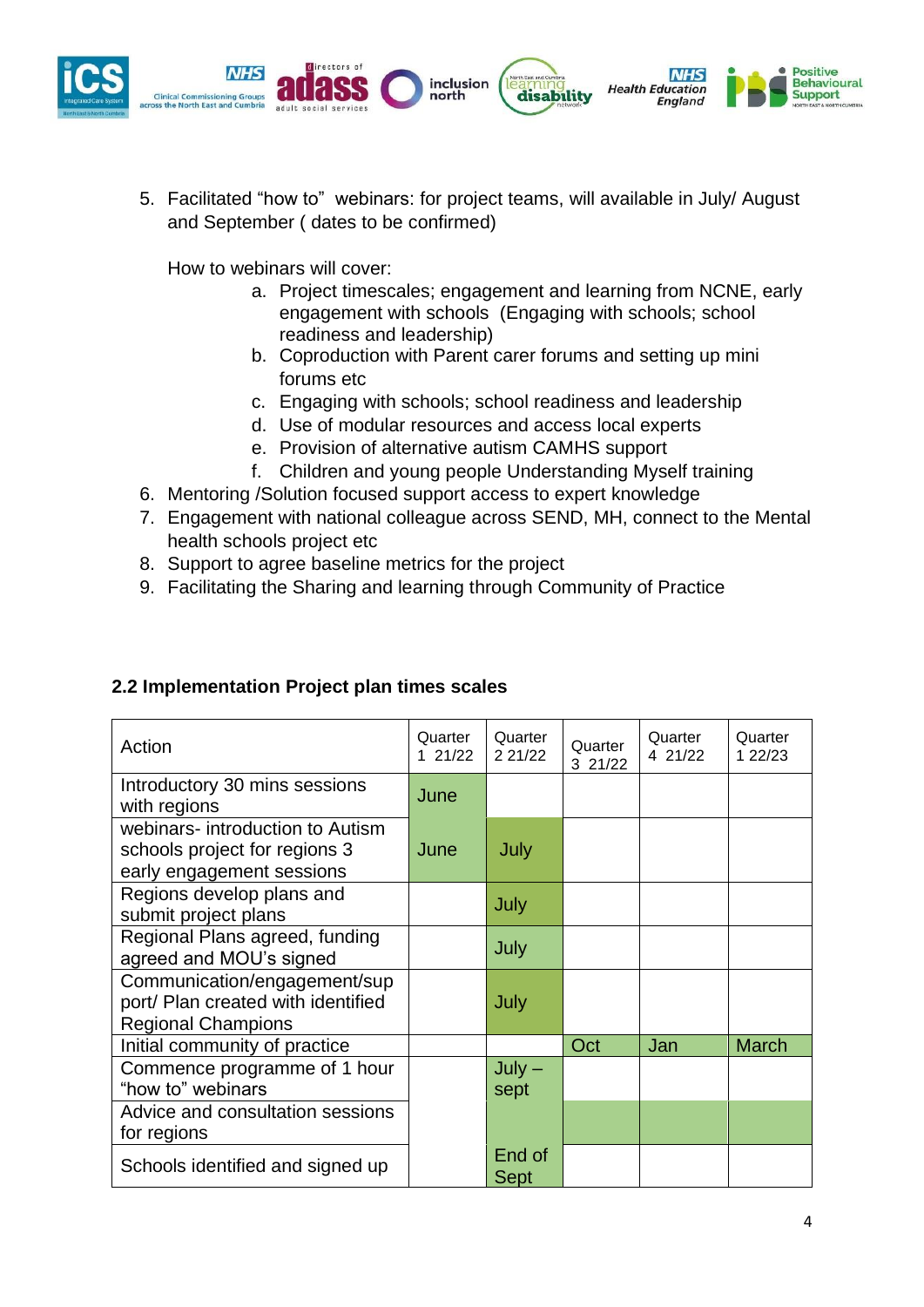5. Facilitated "how to" webinars: for project teams, will available in July/ August and September ( dates to be confirmed)

   How to webinars will cover:

   a. Project timescales; engagement and learning from NCNE, early engagement with schools (Engaging with schools; school readiness and leadership)
   b. Coproduction with Parent carer forums and setting up mini forums etc
   c. Engaging with schools; school readiness and leadership
   d. Use of modular resources and access local experts
   e. Provision of alternative autism CAMHS support
   f. Children and young people Understanding Myself training
6. Mentoring /Solution focused support access to expert knowledge
7. Engagement with national colleague across SEND, MH, connect to the Mental health schools project etc
8. Support to agree baseline metrics for the project
9. Facilitating the Sharing and learning through Community of Practice

## 2.2 Implementation Project plan times scales

| Action | Quarter 1 21/22 | Quarter 2 21/22 | Quarter 3 21/22 | Quarter 4 21/22 | Quarter 1 22/23 |
|---|---|---|---|---|---|
| Introductory 30 mins sessions with regions | June | | | | |
| webinars- introduction to Autism schools project for regions 3 early engagement sessions | June | July | | | |
| Regions develop plans and submit project plans | | July | | | |
| Regional Plans agreed, funding agreed and MOU's signed | | July | | | |
| Communication/engagement/support/ Plan created with identified Regional Champions | | July | | | |
| Initial community of practice | | | Oct | Jan | March |
| Commence programme of 1 hour "how to" webinars | | July – sept | | | |
| Advice and consultation sessions for regions | | | | | |
| Schools identified and signed up | | End of Sept | | | |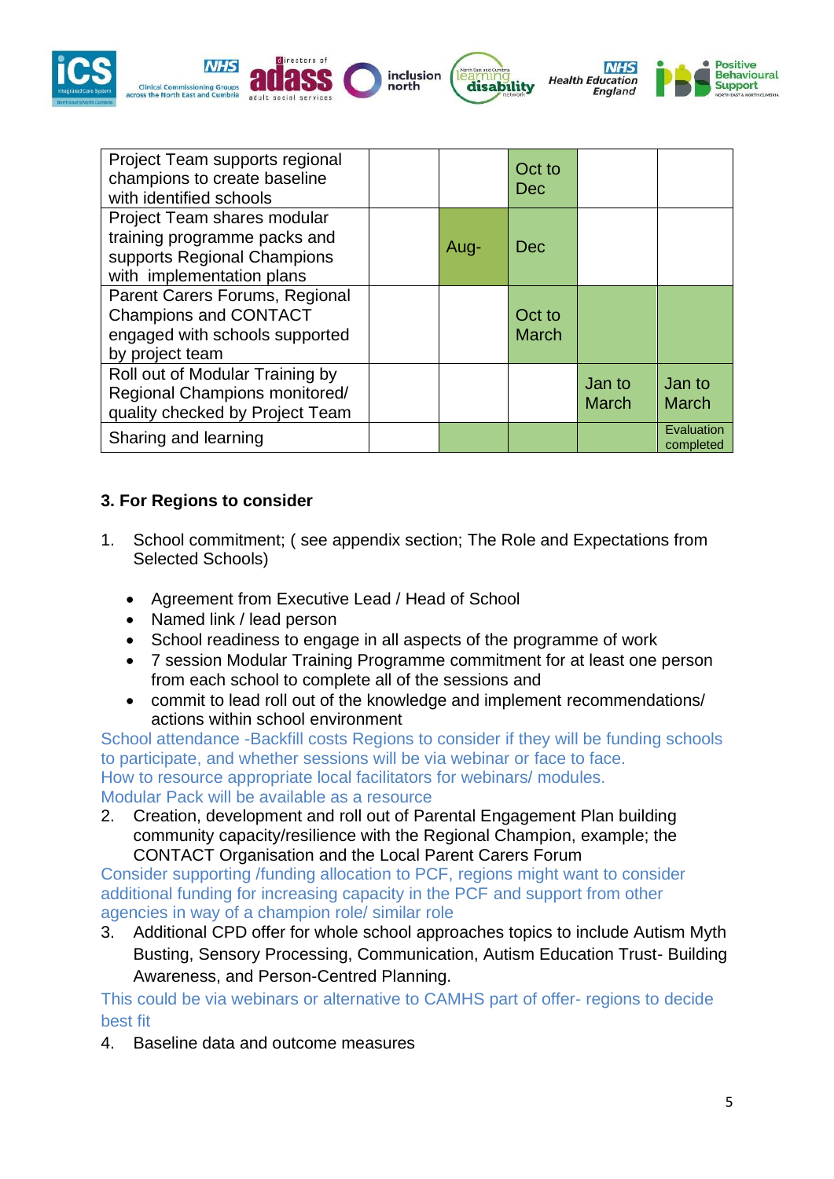| Project Team supports regional champions to create baseline with identified schools | | | Oct to Dec | | |
|---|---|---|---|---|---|
| Project Team shares modular training programme packs and supports Regional Champions with implementation plans | | Aug- | Dec | | |
| Parent Carers Forums, Regional Champions and CONTACT engaged with schools supported by project team | | | Oct to March | | |
| Roll out of Modular Training by Regional Champions monitored/ quality checked by Project Team | | | | Jan to March | Jan to March |
| Sharing and learning | | | | | Evaluation completed |

## 3. For Regions to consider

1. School commitment; ( see appendix section; The Role and Expectations from Selected Schools)

   - Agreement from Executive Lead / Head of School
   - Named link / lead person
   - School readiness to engage in all aspects of the programme of work
   - 7 session Modular Training Programme commitment for at least one person from each school to complete all of the sessions and
   - commit to lead roll out of the knowledge and implement recommendations/ actions within school environment

School attendance -Backfill costs Regions to consider if they will be funding schools to participate, and whether sessions will be via webinar or face to face.
How to resource appropriate local facilitators for webinars/ modules.
Modular Pack will be available as a resource

2. Creation, development and roll out of Parental Engagement Plan building community capacity/resilience with the Regional Champion, example; the CONTACT Organisation and the Local Parent Carers Forum

Consider supporting /funding allocation to PCF, regions might want to consider additional funding for increasing capacity in the PCF and support from other agencies in way of a champion role/ similar role

3. Additional CPD offer for whole school approaches topics to include Autism Myth Busting, Sensory Processing, Communication, Autism Education Trust- Building Awareness, and Person-Centred Planning.

This could be via webinars or alternative to CAMHS part of offer- regions to decide best fit

4. Baseline data and outcome measures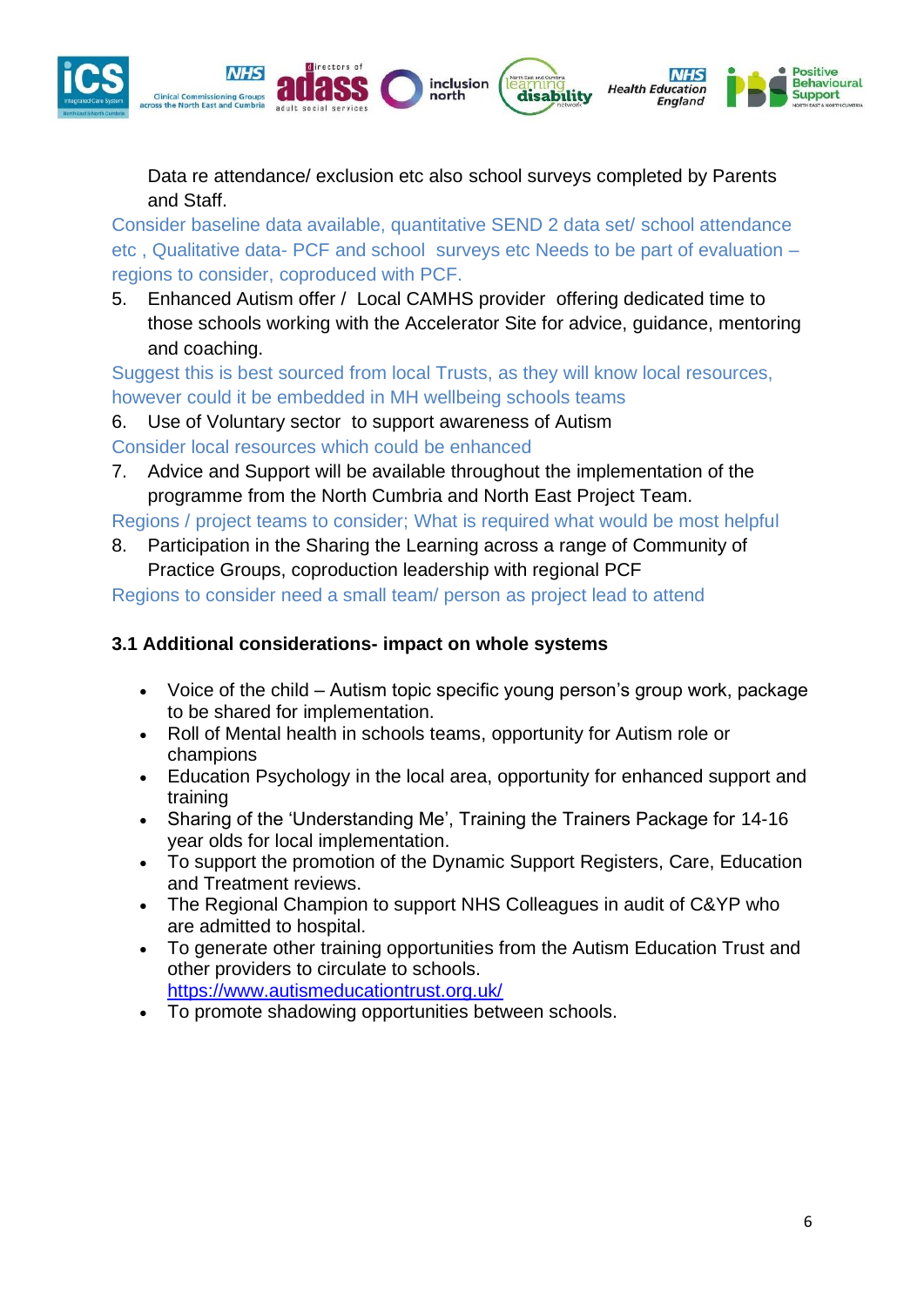Data re attendance/ exclusion etc also school surveys completed by Parents and Staff.

Consider baseline data available, quantitative SEND 2 data set/ school attendance etc , Qualitative data- PCF and school surveys etc Needs to be part of evaluation – regions to consider, coproduced with PCF.

5. Enhanced Autism offer / Local CAMHS provider offering dedicated time to those schools working with the Accelerator Site for advice, guidance, mentoring and coaching.

Suggest this is best sourced from local Trusts, as they will know local resources, however could it be embedded in MH wellbeing schools teams

6. Use of Voluntary sector to support awareness of Autism

Consider local resources which could be enhanced

7. Advice and Support will be available throughout the implementation of the programme from the North Cumbria and North East Project Team.

Regions / project teams to consider; What is required what would be most helpful

8. Participation in the Sharing the Learning across a range of Community of Practice Groups, coproduction leadership with regional PCF

Regions to consider need a small team/ person as project lead to attend

### 3.1 Additional considerations- impact on whole systems

- Voice of the child – Autism topic specific young person's group work, package to be shared for implementation.
- Roll of Mental health in schools teams, opportunity for Autism role or champions
- Education Psychology in the local area, opportunity for enhanced support and training
- Sharing of the 'Understanding Me', Training the Trainers Package for 14-16 year olds for local implementation.
- To support the promotion of the Dynamic Support Registers, Care, Education and Treatment reviews.
- The Regional Champion to support NHS Colleagues in audit of C&YP who are admitted to hospital.
- To generate other training opportunities from the Autism Education Trust and other providers to circulate to schools.
  https://www.autismeducationtrust.org.uk/
- To promote shadowing opportunities between schools.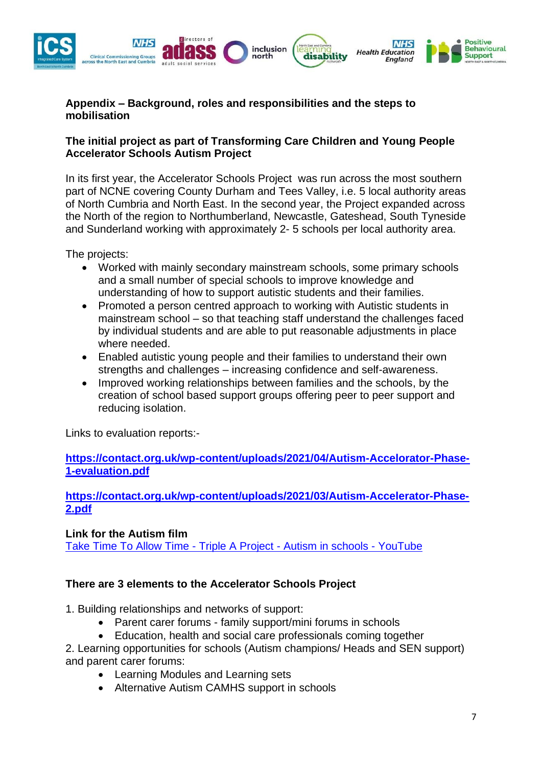**Appendix – Background, roles and responsibilities and the steps to mobilisation**

**The initial project as part of Transforming Care Children and Young People Accelerator Schools Autism Project**

In its first year, the Accelerator Schools Project was run across the most southern part of NCNE covering County Durham and Tees Valley, i.e. 5 local authority areas of North Cumbria and North East. In the second year, the Project expanded across the North of the region to Northumberland, Newcastle, Gateshead, South Tyneside and Sunderland working with approximately 2- 5 schools per local authority area.

The projects:

- Worked with mainly secondary mainstream schools, some primary schools and a small number of special schools to improve knowledge and understanding of how to support autistic students and their families.
- Promoted a person centred approach to working with Autistic students in mainstream school – so that teaching staff understand the challenges faced by individual students and are able to put reasonable adjustments in place where needed.
- Enabled autistic young people and their families to understand their own strengths and challenges – increasing confidence and self-awareness.
- Improved working relationships between families and the schools, by the creation of school based support groups offering peer to peer support and reducing isolation.

Links to evaluation reports:-

**https://contact.org.uk/wp-content/uploads/2021/04/Autism-Accelorator-Phase-1-evaluation.pdf**

**https://contact.org.uk/wp-content/uploads/2021/03/Autism-Accelerator-Phase-2.pdf**

**Link for the Autism film**
Take Time To Allow Time - Triple A Project - Autism in schools - YouTube

**There are 3 elements to the Accelerator Schools Project**

1. Building relationships and networks of support:
   - Parent carer forums - family support/mini forums in schools
   - Education, health and social care professionals coming together
2. Learning opportunities for schools (Autism champions/ Heads and SEN support) and parent carer forums:
   - Learning Modules and Learning sets
   - Alternative Autism CAMHS support in schools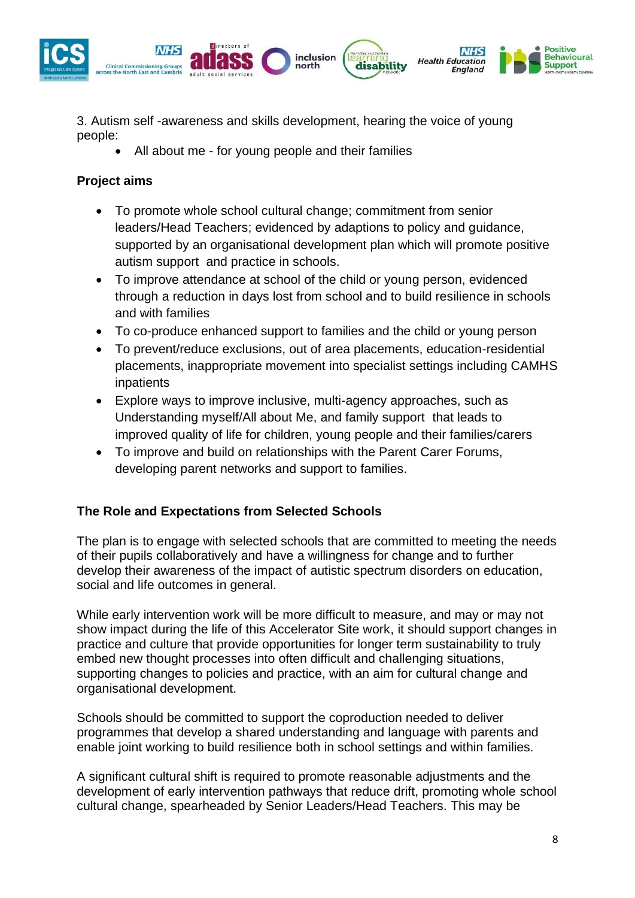3. Autism self -awareness and skills development, hearing the voice of young people:

- All about me - for young people and their families

**Project aims**

- To promote whole school cultural change; commitment from senior leaders/Head Teachers; evidenced by adaptions to policy and guidance, supported by an organisational development plan which will promote positive autism support and practice in schools.
- To improve attendance at school of the child or young person, evidenced through a reduction in days lost from school and to build resilience in schools and with families
- To co-produce enhanced support to families and the child or young person
- To prevent/reduce exclusions, out of area placements, education-residential placements, inappropriate movement into specialist settings including CAMHS inpatients
- Explore ways to improve inclusive, multi-agency approaches, such as Understanding myself/All about Me, and family support that leads to improved quality of life for children, young people and their families/carers
- To improve and build on relationships with the Parent Carer Forums, developing parent networks and support to families.

**The Role and Expectations from Selected Schools**

The plan is to engage with selected schools that are committed to meeting the needs of their pupils collaboratively and have a willingness for change and to further develop their awareness of the impact of autistic spectrum disorders on education, social and life outcomes in general.

While early intervention work will be more difficult to measure, and may or may not show impact during the life of this Accelerator Site work, it should support changes in practice and culture that provide opportunities for longer term sustainability to truly embed new thought processes into often difficult and challenging situations, supporting changes to policies and practice, with an aim for cultural change and organisational development.

Schools should be committed to support the coproduction needed to deliver programmes that develop a shared understanding and language with parents and enable joint working to build resilience both in school settings and within families.

A significant cultural shift is required to promote reasonable adjustments and the development of early intervention pathways that reduce drift, promoting whole school cultural change, spearheaded by Senior Leaders/Head Teachers. This may be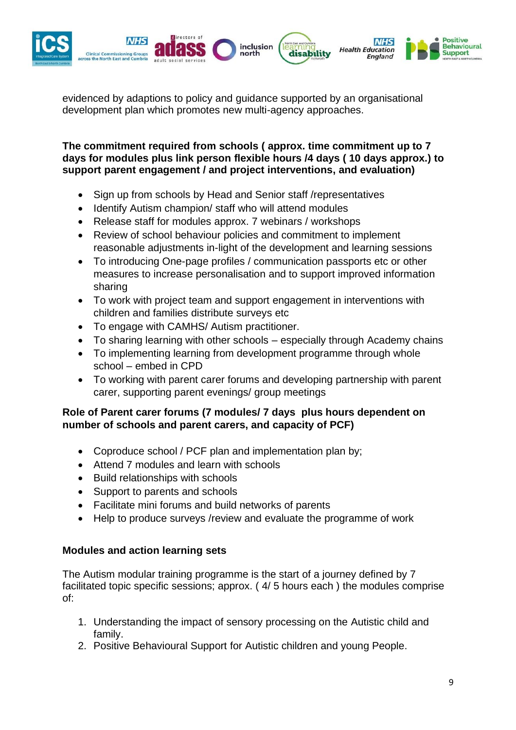evidenced by adaptions to policy and guidance supported by an organisational development plan which promotes new multi-agency approaches.

**The commitment required from schools ( approx. time commitment up to 7 days for modules plus link person flexible hours /4 days ( 10 days approx.) to support parent engagement / and project interventions, and evaluation)**

- Sign up from schools by Head and Senior staff /representatives
- Identify Autism champion/ staff who will attend modules
- Release staff for modules approx. 7 webinars / workshops
- Review of school behaviour policies and commitment to implement reasonable adjustments in-light of the development and learning sessions
- To introducing One-page profiles / communication passports etc or other measures to increase personalisation and to support improved information sharing
- To work with project team and support engagement in interventions with children and families distribute surveys etc
- To engage with CAMHS/ Autism practitioner.
- To sharing learning with other schools – especially through Academy chains
- To implementing learning from development programme through whole school – embed in CPD
- To working with parent carer forums and developing partnership with parent carer, supporting parent evenings/ group meetings

**Role of Parent carer forums (7 modules/ 7 days plus hours dependent on number of schools and parent carers, and capacity of PCF)**

- Coproduce school / PCF plan and implementation plan by;
- Attend 7 modules and learn with schools
- Build relationships with schools
- Support to parents and schools
- Facilitate mini forums and build networks of parents
- Help to produce surveys /review and evaluate the programme of work

**Modules and action learning sets**

The Autism modular training programme is the start of a journey defined by 7 facilitated topic specific sessions; approx. ( 4/ 5 hours each ) the modules comprise of:

1. Understanding the impact of sensory processing on the Autistic child and family.
2. Positive Behavioural Support for Autistic children and young People.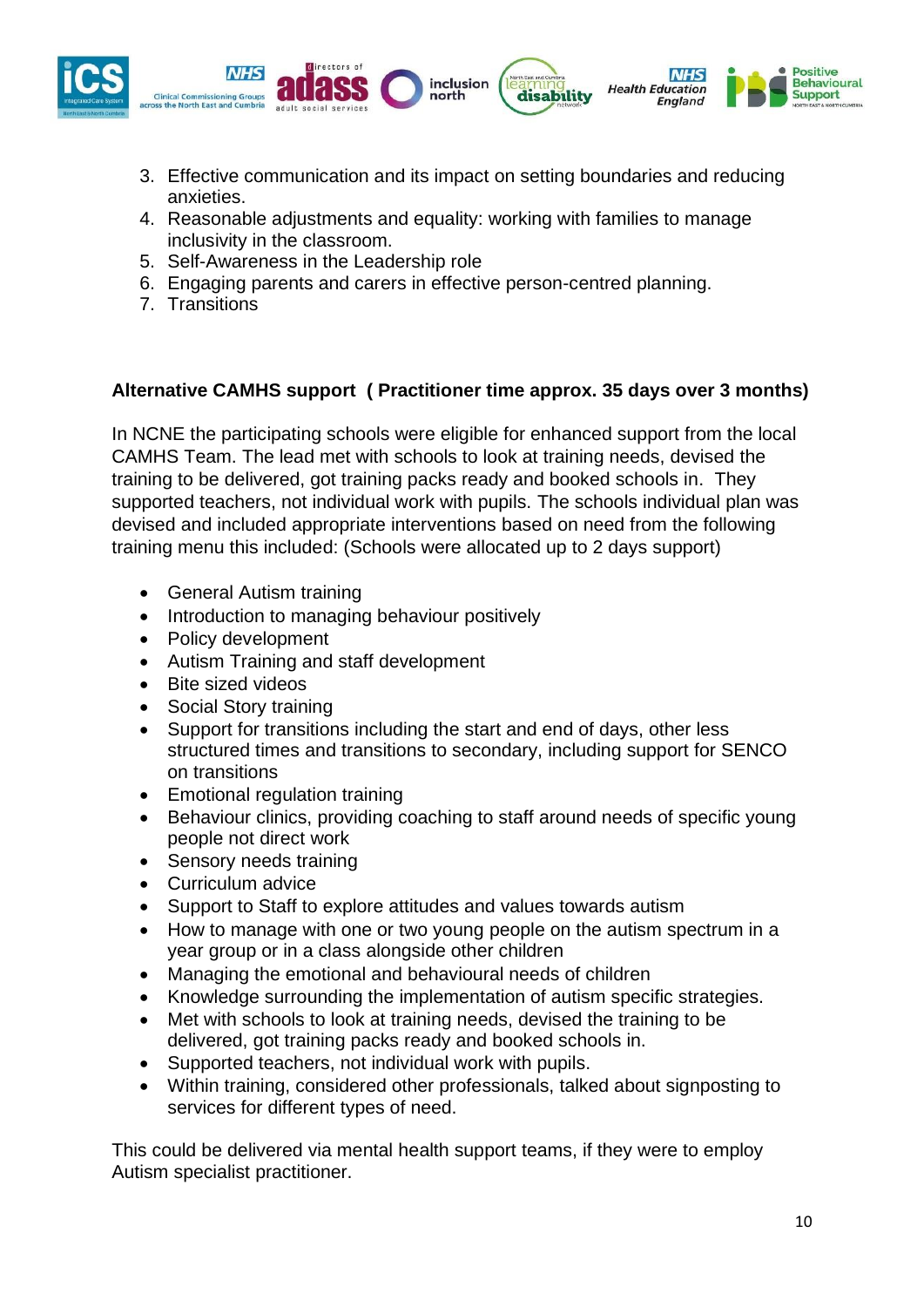3. Effective communication and its impact on setting boundaries and reducing anxieties.
4. Reasonable adjustments and equality: working with families to manage inclusivity in the classroom.
5. Self-Awareness in the Leadership role
6. Engaging parents and carers in effective person-centred planning.
7. Transitions

**Alternative CAMHS support ( Practitioner time approx. 35 days over 3 months)**

In NCNE the participating schools were eligible for enhanced support from the local CAMHS Team. The lead met with schools to look at training needs, devised the training to be delivered, got training packs ready and booked schools in. They supported teachers, not individual work with pupils. The schools individual plan was devised and included appropriate interventions based on need from the following training menu this included: (Schools were allocated up to 2 days support)

- General Autism training
- Introduction to managing behaviour positively
- Policy development
- Autism Training and staff development
- Bite sized videos
- Social Story training
- Support for transitions including the start and end of days, other less structured times and transitions to secondary, including support for SENCO on transitions
- Emotional regulation training
- Behaviour clinics, providing coaching to staff around needs of specific young people not direct work
- Sensory needs training
- Curriculum advice
- Support to Staff to explore attitudes and values towards autism
- How to manage with one or two young people on the autism spectrum in a year group or in a class alongside other children
- Managing the emotional and behavioural needs of children
- Knowledge surrounding the implementation of autism specific strategies.
- Met with schools to look at training needs, devised the training to be delivered, got training packs ready and booked schools in.
- Supported teachers, not individual work with pupils.
- Within training, considered other professionals, talked about signposting to services for different types of need.

This could be delivered via mental health support teams, if they were to employ Autism specialist practitioner.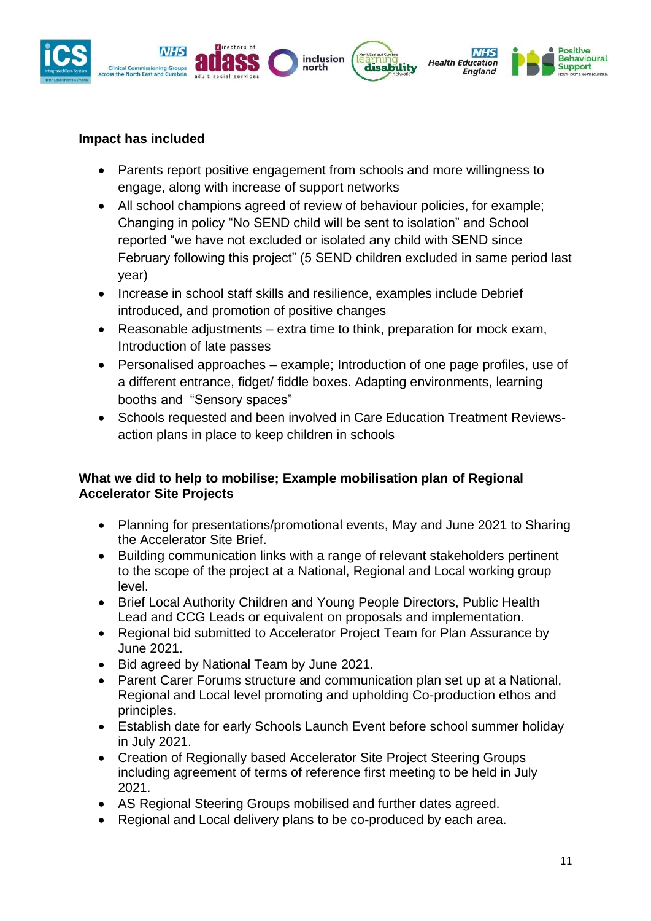**Impact has included**

- Parents report positive engagement from schools and more willingness to engage, along with increase of support networks
- All school champions agreed of review of behaviour policies, for example; Changing in policy “No SEND child will be sent to isolation” and School reported “we have not excluded or isolated any child with SEND since February following this project” (5 SEND children excluded in same period last year)
- Increase in school staff skills and resilience, examples include Debrief introduced, and promotion of positive changes
- Reasonable adjustments – extra time to think, preparation for mock exam, Introduction of late passes
- Personalised approaches – example; Introduction of one page profiles, use of a different entrance, fidget/ fiddle boxes. Adapting environments, learning booths and “Sensory spaces”
- Schools requested and been involved in Care Education Treatment Reviews- action plans in place to keep children in schools

**What we did to help to mobilise; Example mobilisation plan of Regional Accelerator Site Projects**

- Planning for presentations/promotional events, May and June 2021 to Sharing the Accelerator Site Brief.
- Building communication links with a range of relevant stakeholders pertinent to the scope of the project at a National, Regional and Local working group level.
- Brief Local Authority Children and Young People Directors, Public Health Lead and CCG Leads or equivalent on proposals and implementation.
- Regional bid submitted to Accelerator Project Team for Plan Assurance by June 2021.
- Bid agreed by National Team by June 2021.
- Parent Carer Forums structure and communication plan set up at a National, Regional and Local level promoting and upholding Co-production ethos and principles.
- Establish date for early Schools Launch Event before school summer holiday in July 2021.
- Creation of Regionally based Accelerator Site Project Steering Groups including agreement of terms of reference first meeting to be held in July 2021.
- AS Regional Steering Groups mobilised and further dates agreed.
- Regional and Local delivery plans to be co-produced by each area.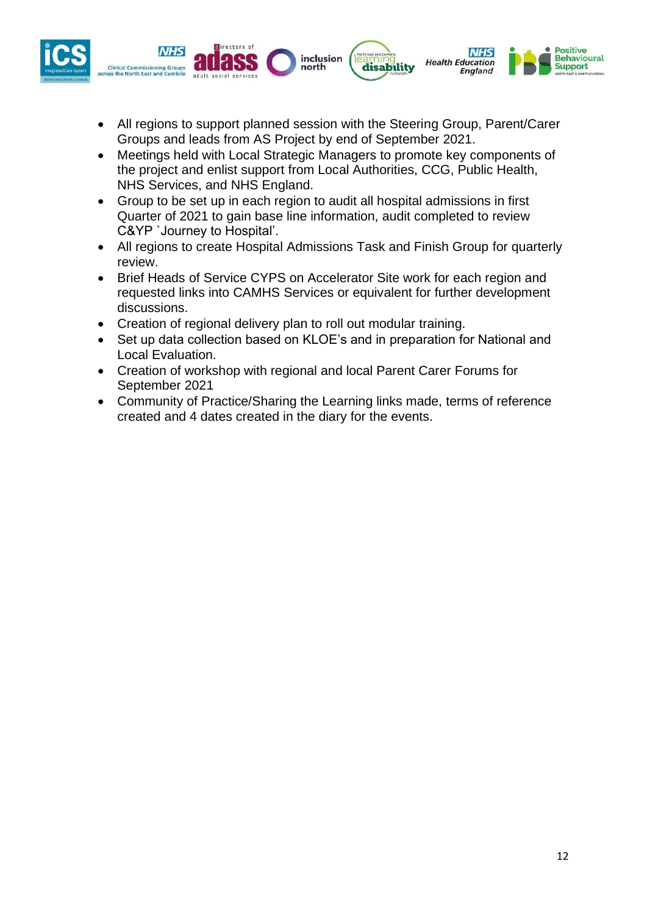- All regions to support planned session with the Steering Group, Parent/Carer Groups and leads from AS Project by end of September 2021.
- Meetings held with Local Strategic Managers to promote key components of the project and enlist support from Local Authorities, CCG, Public Health, NHS Services, and NHS England.
- Group to be set up in each region to audit all hospital admissions in first Quarter of 2021 to gain base line information, audit completed to review C&YP `Journey to Hospital'.
- All regions to create Hospital Admissions Task and Finish Group for quarterly review.
- Brief Heads of Service CYPS on Accelerator Site work for each region and requested links into CAMHS Services or equivalent for further development discussions.
- Creation of regional delivery plan to roll out modular training.
- Set up data collection based on KLOE's and in preparation for National and Local Evaluation.
- Creation of workshop with regional and local Parent Carer Forums for September 2021
- Community of Practice/Sharing the Learning links made, terms of reference created and 4 dates created in the diary for the events.